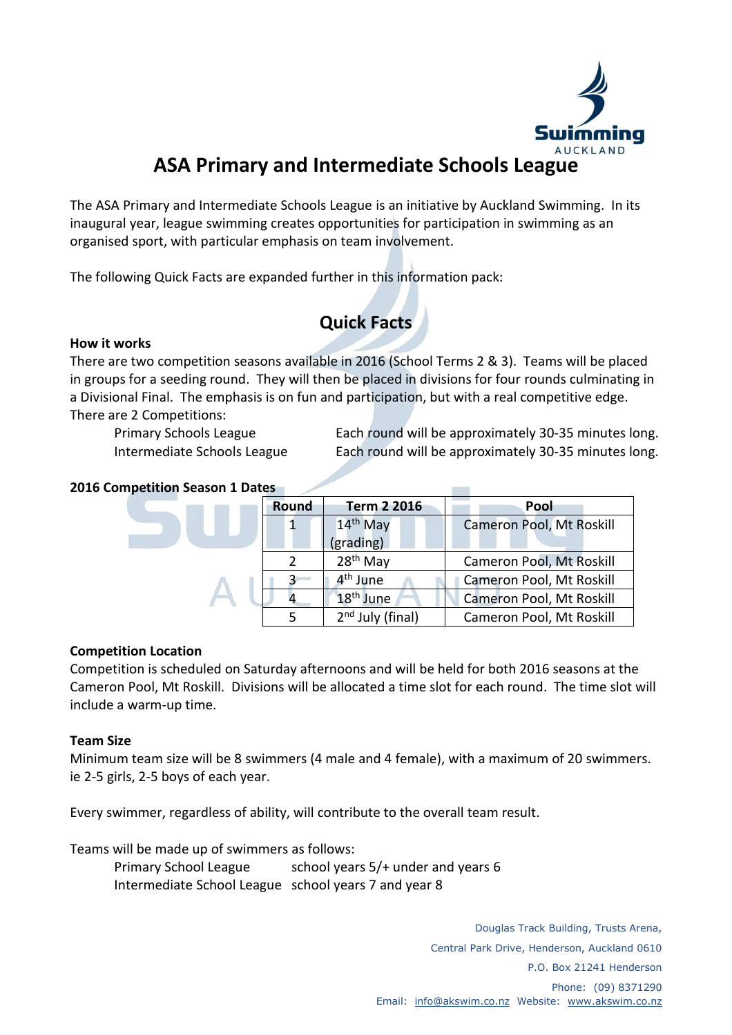# ASA Primary and Intermediate Schools League

The ASA Primary and Intermediate Schools League is an initiative by Auckland Swimming. In its inaugural year, league swimming creates opportunities for participation in swimming as an organised sport, with particular emphasis on team involvement.

The following Quick Facts are expanded further in this information pack:

## Quick Facts

**How it works**

There are two competition seasons available in 2016 (School Terms 2 & 3). Teams will be placed in groups for a seeding round. They will then be placed in divisions for four rounds culminating in a Divisional Final. The emphasis is on fun and participation, but with a real competitive edge.

There are 2 Competitions:

- Primary Schools League — Each round will be approximately 30-35 minutes long.
- Intermediate Schools League — Each round will be approximately 30-35 minutes long.

**2016 Competition Season 1 Dates**

| Round | Term 2 2016 | Pool |
|---|---|---|
| 1 | 14th May (grading) | Cameron Pool, Mt Roskill |
| 2 | 28th May | Cameron Pool, Mt Roskill |
| 3 | 4th June | Cameron Pool, Mt Roskill |
| 4 | 18th June | Cameron Pool, Mt Roskill |
| 5 | 2nd July (final) | Cameron Pool, Mt Roskill |

**Competition Location**

Competition is scheduled on Saturday afternoons and will be held for both 2016 seasons at the Cameron Pool, Mt Roskill. Divisions will be allocated a time slot for each round. The time slot will include a warm-up time.

**Team Size**

Minimum team size will be 8 swimmers (4 male and 4 female), with a maximum of 20 swimmers. ie 2-5 girls, 2-5 boys of each year.

Every swimmer, regardless of ability, will contribute to the overall team result.

Teams will be made up of swimmers as follows:

- Primary School League — school years 5/+ under and years 6
- Intermediate School League — school years 7 and year 8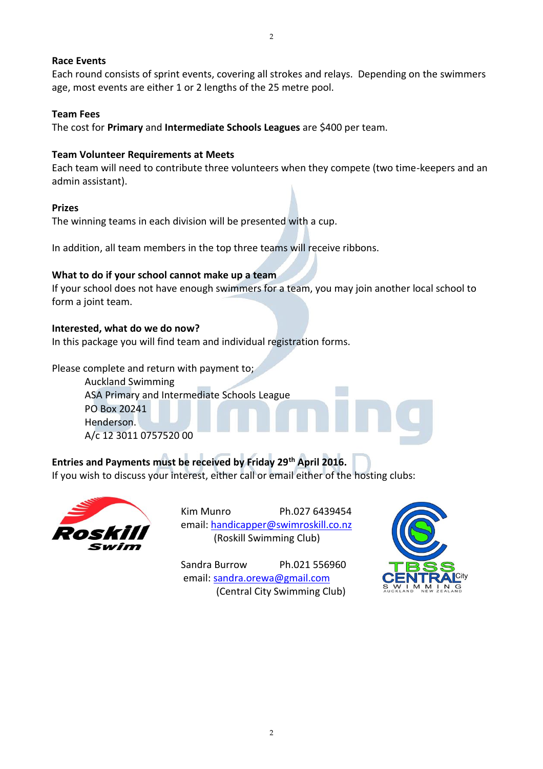**Race Events**

Each round consists of sprint events, covering all strokes and relays. Depending on the swimmers age, most events are either 1 or 2 lengths of the 25 metre pool.

**Team Fees**

The cost for **Primary** and **Intermediate Schools Leagues** are $400 per team.

**Team Volunteer Requirements at Meets**

Each team will need to contribute three volunteers when they compete (two time-keepers and an admin assistant).

**Prizes**

The winning teams in each division will be presented with a cup.

In addition, all team members in the top three teams will receive ribbons.

**What to do if your school cannot make up a team**

If your school does not have enough swimmers for a team, you may join another local school to form a joint team.

**Interested, what do we do now?**

In this package you will find team and individual registration forms.

Please complete and return with payment to;

Auckland Swimming
ASA Primary and Intermediate Schools League
PO Box 20241
Henderson.
A/c 12 3011 0757520 00

**Entries and Payments must be received by Friday 29th April 2016.**

If you wish to discuss your interest, either call or email either of the hosting clubs:

Kim Munro Ph.027 6439454
email: handicapper@swimroskill.co.nz
(Roskill Swimming Club)

Sandra Burrow Ph.021 556960
email: sandra.orewa@gmail.com
(Central City Swimming Club)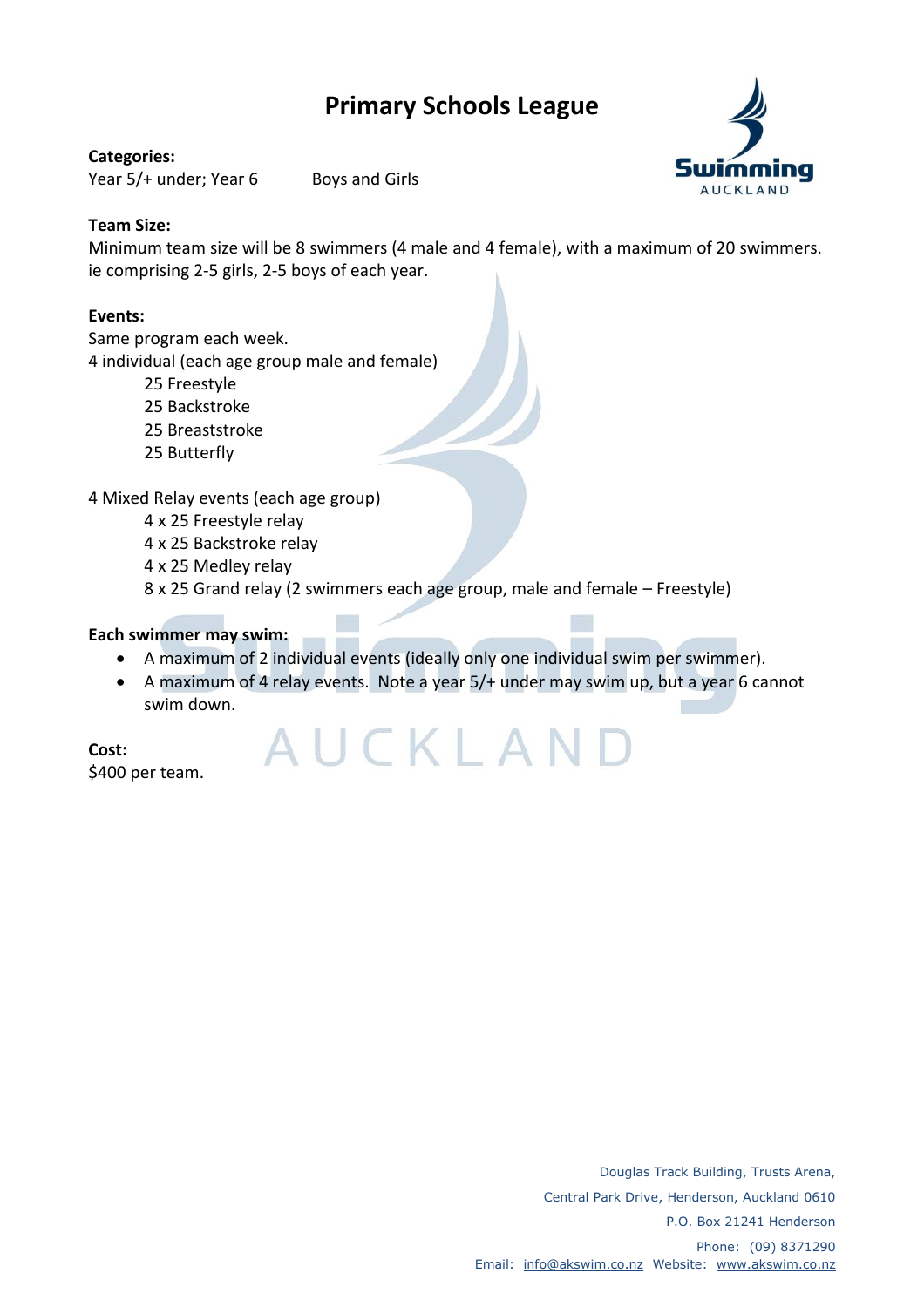# Primary Schools League

**Categories:**
Year 5/+ under; Year 6 Boys and Girls

**Team Size:**
Minimum team size will be 8 swimmers (4 male and 4 female), with a maximum of 20 swimmers. ie comprising 2-5 girls, 2-5 boys of each year.

**Events:**
Same program each week.
4 individual (each age group male and female)

- 25 Freestyle
- 25 Backstroke
- 25 Breaststroke
- 25 Butterfly

4 Mixed Relay events (each age group)

- 4 x 25 Freestyle relay
- 4 x 25 Backstroke relay
- 4 x 25 Medley relay
- 8 x 25 Grand relay (2 swimmers each age group, male and female – Freestyle)

**Each swimmer may swim:**

- A maximum of 2 individual events (ideally only one individual swim per swimmer).
- A maximum of 4 relay events. Note a year 5/+ under may swim up, but a year 6 cannot swim down.

**Cost:**
$400 per team.

Douglas Track Building, Trusts Arena,
Central Park Drive, Henderson, Auckland 0610
P.O. Box 21241 Henderson
Phone: (09) 8371290
Email: info@akswim.co.nz Website: www.akswim.co.nz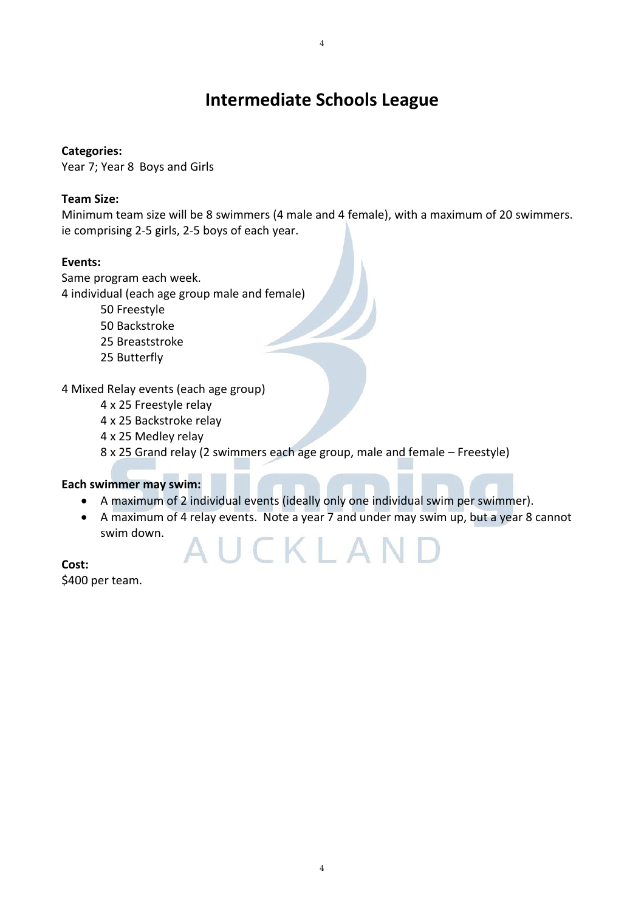# Intermediate Schools League

**Categories:**
Year 7; Year 8 Boys and Girls

**Team Size:**
Minimum team size will be 8 swimmers (4 male and 4 female), with a maximum of 20 swimmers. ie comprising 2-5 girls, 2-5 boys of each year.

**Events:**
Same program each week.
4 individual (each age group male and female)

- 50 Freestyle
- 50 Backstroke
- 25 Breaststroke
- 25 Butterfly

4 Mixed Relay events (each age group)

- 4 x 25 Freestyle relay
- 4 x 25 Backstroke relay
- 4 x 25 Medley relay
- 8 x 25 Grand relay (2 swimmers each age group, male and female – Freestyle)

**Each swimmer may swim:**

- A maximum of 2 individual events (ideally only one individual swim per swimmer).
- A maximum of 4 relay events. Note a year 7 and under may swim up, but a year 8 cannot swim down.

**Cost:**
$400 per team.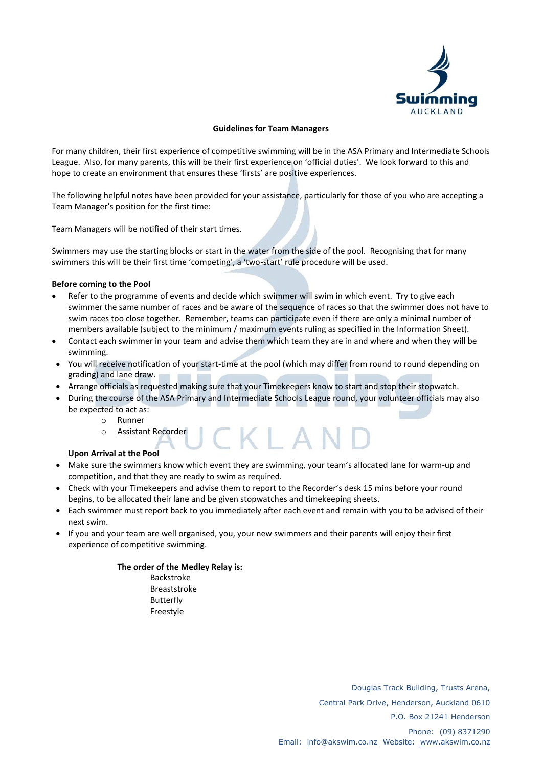## Guidelines for Team Managers

For many children, their first experience of competitive swimming will be in the ASA Primary and Intermediate Schools League. Also, for many parents, this will be their first experience on 'official duties'. We look forward to this and hope to create an environment that ensures these 'firsts' are positive experiences.

The following helpful notes have been provided for your assistance, particularly for those of you who are accepting a Team Manager's position for the first time:

Team Managers will be notified of their start times.

Swimmers may use the starting blocks or start in the water from the side of the pool. Recognising that for many swimmers this will be their first time 'competing', a 'two-start' rule procedure will be used.

**Before coming to the Pool**

- Refer to the programme of events and decide which swimmer will swim in which event. Try to give each swimmer the same number of races and be aware of the sequence of races so that the swimmer does not have to swim races too close together. Remember, teams can participate even if there are only a minimal number of members available (subject to the minimum / maximum events ruling as specified in the Information Sheet).
- Contact each swimmer in your team and advise them which team they are in and where and when they will be swimming.
- You will receive notification of your start-time at the pool (which may differ from round to round depending on grading) and lane draw.
- Arrange officials as requested making sure that your Timekeepers know to start and stop their stopwatch.
- During the course of the ASA Primary and Intermediate Schools League round, your volunteer officials may also be expected to act as:
  - Runner
  - Assistant Recorder

**Upon Arrival at the Pool**

- Make sure the swimmers know which event they are swimming, your team's allocated lane for warm-up and competition, and that they are ready to swim as required.
- Check with your Timekeepers and advise them to report to the Recorder's desk 15 mins before your round begins, to be allocated their lane and be given stopwatches and timekeeping sheets.
- Each swimmer must report back to you immediately after each event and remain with you to be advised of their next swim.
- If you and your team are well organised, you, your new swimmers and their parents will enjoy their first experience of competitive swimming.

**The order of the Medley Relay is:**

Backstroke
Breaststroke
Butterfly
Freestyle

Douglas Track Building, Trusts Arena,
Central Park Drive, Henderson, Auckland 0610
P.O. Box 21241 Henderson
Phone: (09) 8371290
Email: info@akswim.co.nz Website: www.akswim.co.nz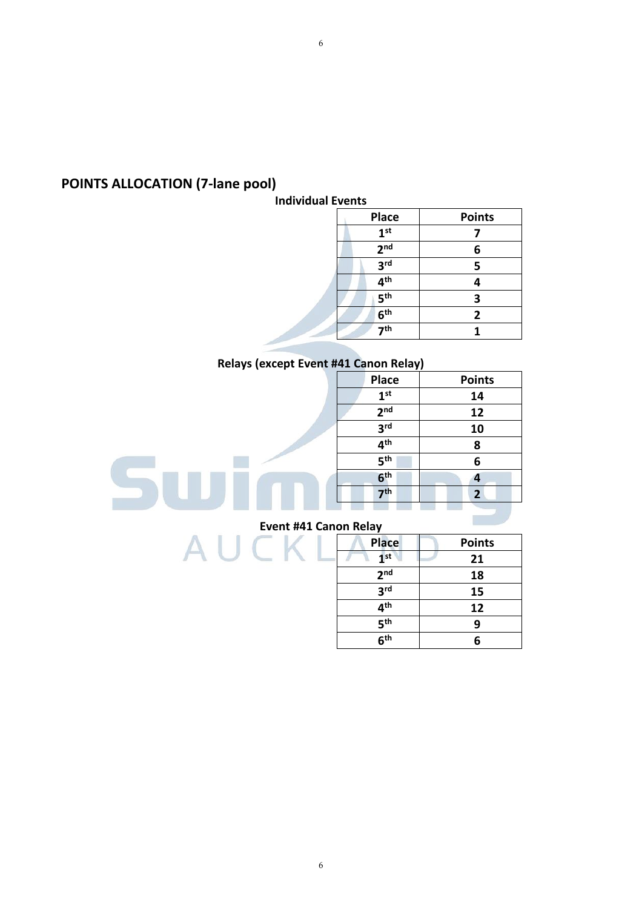## POINTS ALLOCATION (7-lane pool)

### Individual Events

| Place | Points |
|---|---|
| 1st | 7 |
| 2nd | 6 |
| 3rd | 5 |
| 4th | 4 |
| 5th | 3 |
| 6th | 2 |
| 7th | 1 |

### Relays (except Event #41 Canon Relay)

| Place | Points |
|---|---|
| 1st | 14 |
| 2nd | 12 |
| 3rd | 10 |
| 4th | 8 |
| 5th | 6 |
| 6th | 4 |
| 7th | 2 |

### Event #41 Canon Relay

| Place | Points |
|---|---|
| 1st | 21 |
| 2nd | 18 |
| 3rd | 15 |
| 4th | 12 |
| 5th | 9 |
| 6th | 6 |